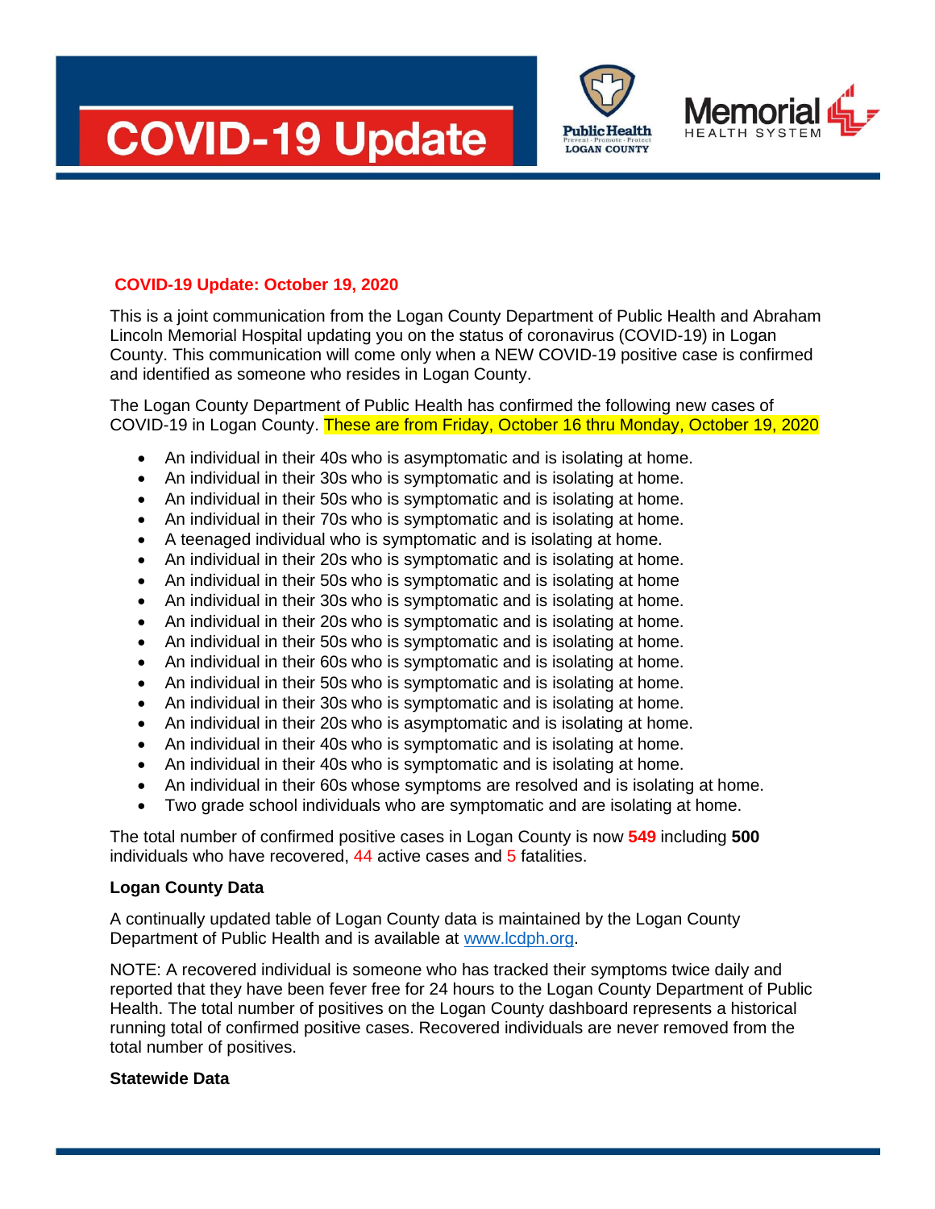# COVID-19 Update

**COVID-19 Update: October 19, 2020**

This is a joint communication from the Logan County Department of Public Health and Abraham Lincoln Memorial Hospital updating you on the status of coronavirus (COVID-19) in Logan County. This communication will come only when a NEW COVID-19 positive case is confirmed and identified as someone who resides in Logan County.

The Logan County Department of Public Health has confirmed the following new cases of COVID-19 in Logan County. These are from Friday, October 16 thru Monday, October 19, 2020

- An individual in their 40s who is asymptomatic and is isolating at home.
- An individual in their 30s who is symptomatic and is isolating at home.
- An individual in their 50s who is symptomatic and is isolating at home.
- An individual in their 70s who is symptomatic and is isolating at home.
- A teenaged individual who is symptomatic and is isolating at home.
- An individual in their 20s who is symptomatic and is isolating at home.
- An individual in their 50s who is symptomatic and is isolating at home
- An individual in their 30s who is symptomatic and is isolating at home.
- An individual in their 20s who is symptomatic and is isolating at home.
- An individual in their 50s who is symptomatic and is isolating at home.
- An individual in their 60s who is symptomatic and is isolating at home.
- An individual in their 50s who is symptomatic and is isolating at home.
- An individual in their 30s who is symptomatic and is isolating at home.
- An individual in their 20s who is asymptomatic and is isolating at home.
- An individual in their 40s who is symptomatic and is isolating at home.
- An individual in their 40s who is symptomatic and is isolating at home.
- An individual in their 60s whose symptoms are resolved and is isolating at home.
- Two grade school individuals who are symptomatic and are isolating at home.

The total number of confirmed positive cases in Logan County is now **549** including **500** individuals who have recovered, 44 active cases and 5 fatalities.

**Logan County Data**

A continually updated table of Logan County data is maintained by the Logan County Department of Public Health and is available at www.lcdph.org.

NOTE: A recovered individual is someone who has tracked their symptoms twice daily and reported that they have been fever free for 24 hours to the Logan County Department of Public Health. The total number of positives on the Logan County dashboard represents a historical running total of confirmed positive cases. Recovered individuals are never removed from the total number of positives.

**Statewide Data**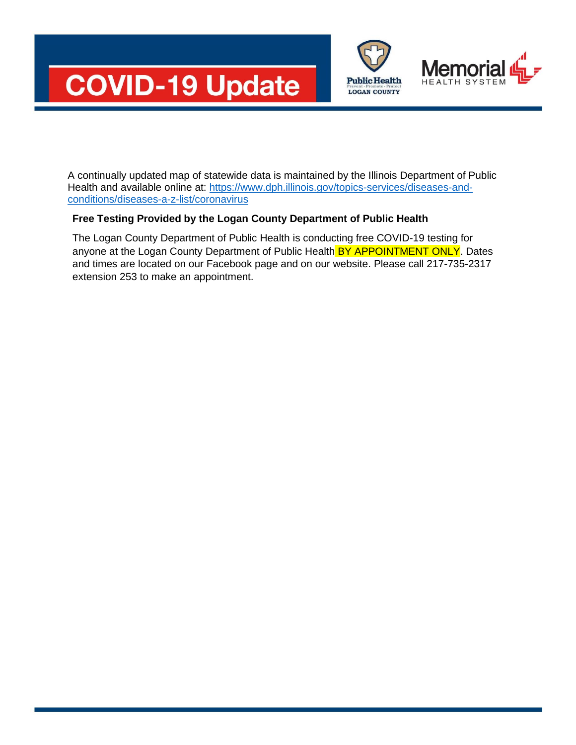# COVID-19 Update

Public Health
Prevent · Promote · Protect
LOGAN COUNTY

Memorial
HEALTH SYSTEM

A continually updated map of statewide data is maintained by the Illinois Department of Public Health and available online at: https://www.dph.illinois.gov/topics-services/diseases-and-conditions/diseases-a-z-list/coronavirus

**Free Testing Provided by the Logan County Department of Public Health**

The Logan County Department of Public Health is conducting free COVID-19 testing for anyone at the Logan County Department of Public Health BY APPOINTMENT ONLY. Dates and times are located on our Facebook page and on our website. Please call 217-735-2317 extension 253 to make an appointment.